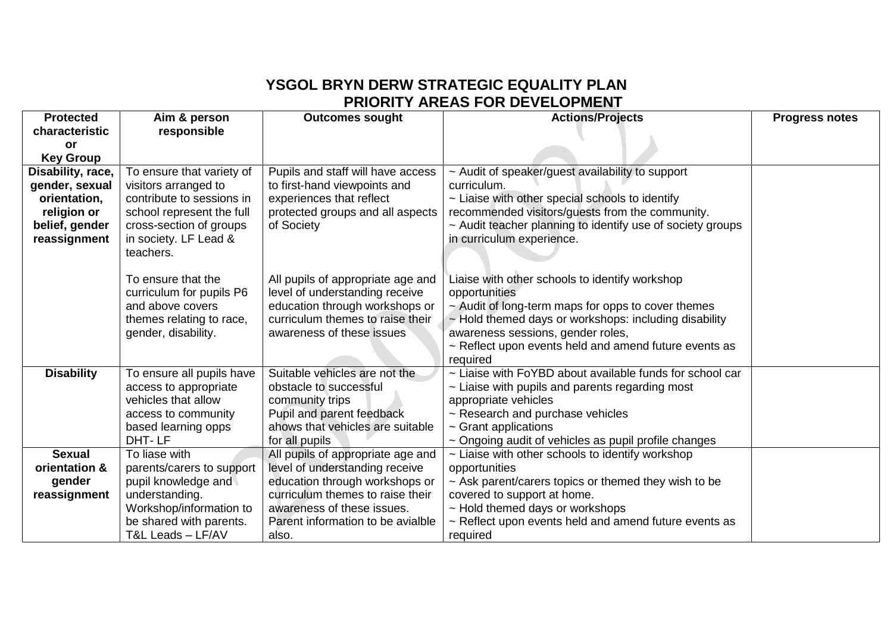# YSGOL BRYN DERW STRATEGIC EQUALITY PLAN
## PRIORITY AREAS FOR DEVELOPMENT

| Protected characteristic or Key Group | Aim & person responsible | Outcomes sought | Actions/Projects | Progress notes |
|---|---|---|---|---|
| **Disability, race, gender, sexual orientation, religion or belief, gender reassignment** | To ensure that variety of visitors arranged to contribute to sessions in school represent the full cross-section of groups in society. LF Lead & teachers.<br><br>To ensure that the curriculum for pupils P6 and above covers themes relating to race, gender, disability. | Pupils and staff will have access to first-hand viewpoints and experiences that reflect protected groups and all aspects of Society<br><br>All pupils of appropriate age and level of understanding receive education through workshops or curriculum themes to raise their awareness of these issues | ~ Audit of speaker/guest availability to support curriculum.<br>~ Liaise with other special schools to identify recommended visitors/guests from the community.<br>~ Audit teacher planning to identify use of society groups in curriculum experience.<br><br>Liaise with other schools to identify workshop opportunities<br>~ Audit of long-term maps for opps to cover themes<br>~ Hold themed days or workshops: including disability awareness sessions, gender roles,<br>~ Reflect upon events held and amend future events as required | |
| **Disability** | To ensure all pupils have access to appropriate vehicles that allow access to community based learning opps<br>DHT- LF | Suitable vehicles are not the obstacle to successful community trips<br>Pupil and parent feedback ahows that vehicles are suitable for all pupils | ~ Liaise with FoYBD about available funds for school car<br>~ Liaise with pupils and parents regarding most appropriate vehicles<br>~ Research and purchase vehicles<br>~ Grant applications<br>~ Ongoing audit of vehicles as pupil profile changes | |
| **Sexual orientation & gender reassignment** | To liase with parents/carers to support pupil knowledge and understanding. Workshop/information to be shared with parents.<br>T&L Leads – LF/AV | All pupils of appropriate age and level of understanding receive education through workshops or curriculum themes to raise their awareness of these issues. Parent information to be avialble also. | ~ Liaise with other schools to identify workshop opportunities<br>~ Ask parent/carers topics or themed they wish to be covered to support at home.<br>~ Hold themed days or workshops<br>~ Reflect upon events held and amend future events as required | |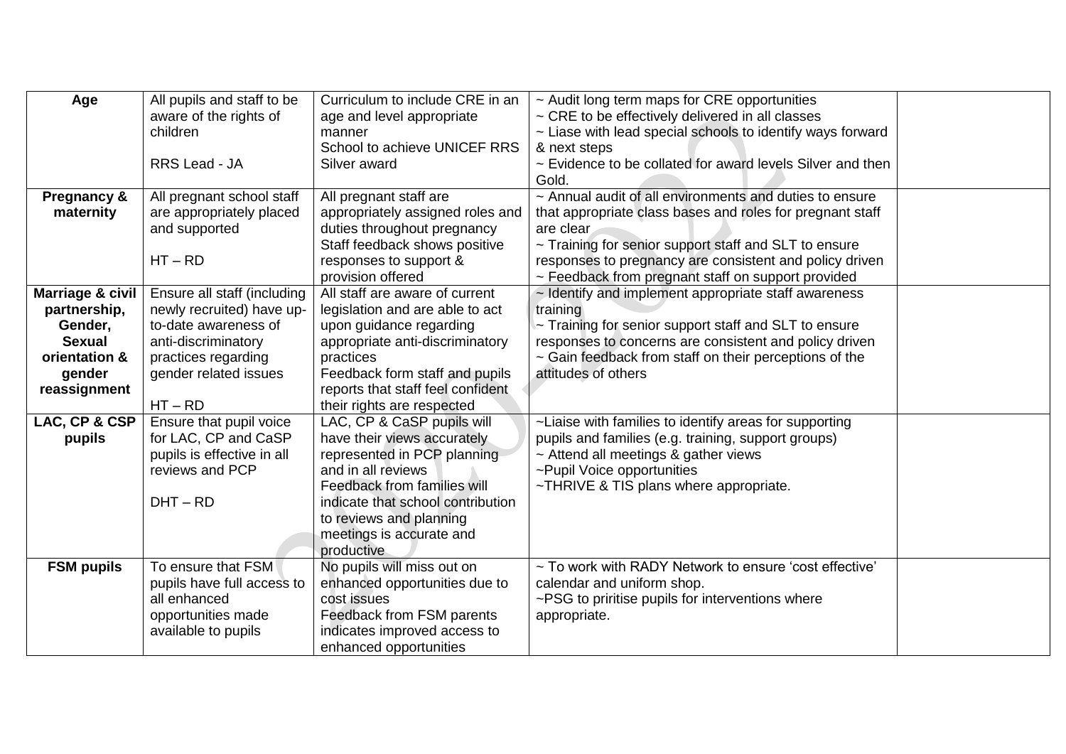| **Age** | All pupils and staff to be aware of the rights of children<br><br>RRS Lead - JA | Curriculum to include CRE in an age and level appropriate manner<br>School to achieve UNICEF RRS Silver award | ~ Audit long term maps for CRE opportunities<br>~ CRE to be effectively delivered in all classes<br>~ Liase with lead special schools to identify ways forward & next steps<br>~ Evidence to be collated for award levels Silver and then Gold. | |
|---|---|---|---|---|
| **Pregnancy & maternity** | All pregnant school staff are appropriately placed and supported<br><br>HT – RD | All pregnant staff are appropriately assigned roles and duties throughout pregnancy<br>Staff feedback shows positive responses to support & provision offered | ~ Annual audit of all environments and duties to ensure that appropriate class bases and roles for pregnant staff are clear<br>~ Training for senior support staff and SLT to ensure responses to pregnancy are consistent and policy driven<br>~ Feedback from pregnant staff on support provided | |
| **Marriage & civil partnership, Gender, Sexual orientation & gender reassignment** | Ensure all staff (including newly recruited) have up-to-date awareness of anti-discriminatory practices regarding gender related issues<br><br>HT – RD | All staff are aware of current legislation and are able to act upon guidance regarding appropriate anti-discriminatory practices<br>Feedback form staff and pupils reports that staff feel confident their rights are respected | ~ Identify and implement appropriate staff awareness training<br>~ Training for senior support staff and SLT to ensure responses to concerns are consistent and policy driven<br>~ Gain feedback from staff on their perceptions of the attitudes of others | |
| **LAC, CP & CSP pupils** | Ensure that pupil voice for LAC, CP and CaSP pupils is effective in all reviews and PCP<br><br>DHT – RD | LAC, CP & CaSP pupils will have their views accurately represented in PCP planning and in all reviews<br>Feedback from families will indicate that school contribution to reviews and planning meetings is accurate and productive | ~Liaise with families to identify areas for supporting pupils and families (e.g. training, support groups)<br>~ Attend all meetings & gather views<br>~Pupil Voice opportunities<br>~THRIVE & TIS plans where appropriate. | |
| **FSM pupils** | To ensure that FSM pupils have full access to all enhanced opportunities made available to pupils | No pupils will miss out on enhanced opportunities due to cost issues<br>Feedback from FSM parents indicates improved access to enhanced opportunities | ~ To work with RADY Network to ensure 'cost effective' calendar and uniform shop.<br>~PSG to priritise pupils for interventions where appropriate. | |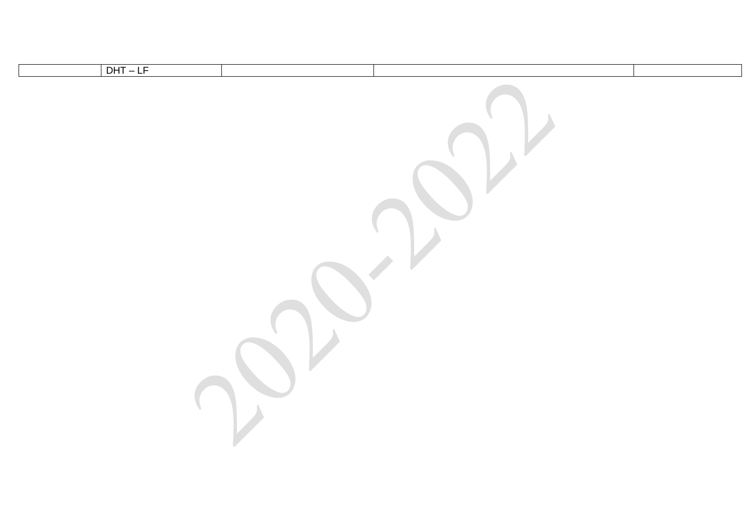| | | | | |
|---|---|---|---|---|
| | DHT – LF | | | |